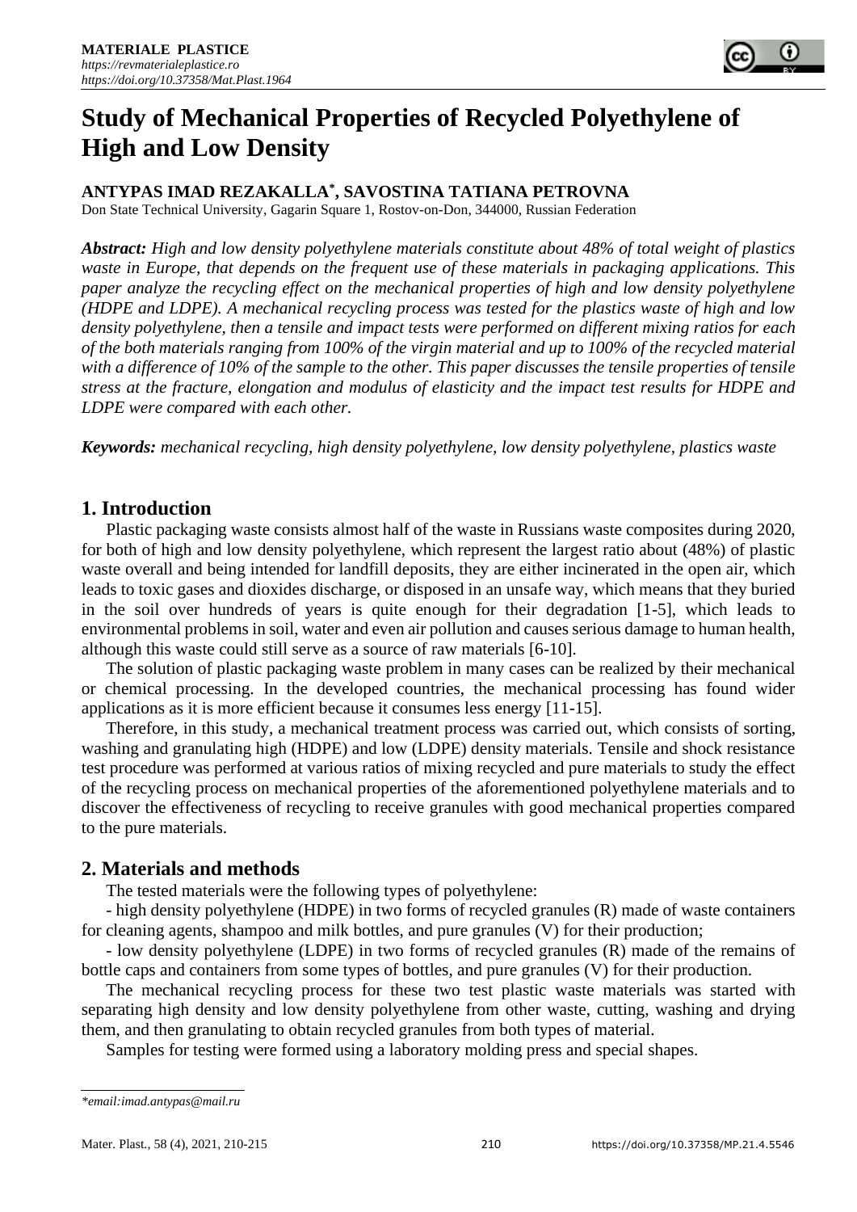# Study of Mechanical Properties of Recycled Polyethylene of High and Low Density

**ANTYPAS IMAD REZAKALLA*, SAVOSTINA TATIANA PETROVNA**

Don State Technical University, Gagarin Square 1, Rostov-on-Don, 344000, Russian Federation

***Abstract:*** *High and low density polyethylene materials constitute about 48% of total weight of plastics waste in Europe, that depends on the frequent use of these materials in packaging applications. This paper analyze the recycling effect on the mechanical properties of high and low density polyethylene (HDPE and LDPE). A mechanical recycling process was tested for the plastics waste of high and low density polyethylene, then a tensile and impact tests were performed on different mixing ratios for each of the both materials ranging from 100% of the virgin material and up to 100% of the recycled material with a difference of 10% of the sample to the other. This paper discusses the tensile properties of tensile stress at the fracture, elongation and modulus of elasticity and the impact test results for HDPE and LDPE were compared with each other.*

***Keywords:*** *mechanical recycling, high density polyethylene, low density polyethylene, plastics waste*

## 1. Introduction

Plastic packaging waste consists almost half of the waste in Russians waste composites during 2020, for both of high and low density polyethylene, which represent the largest ratio about (48%) of plastic waste overall and being intended for landfill deposits, they are either incinerated in the open air, which leads to toxic gases and dioxides discharge, or disposed in an unsafe way, which means that they buried in the soil over hundreds of years is quite enough for their degradation [1-5], which leads to environmental problems in soil, water and even air pollution and causes serious damage to human health, although this waste could still serve as a source of raw materials [6-10].

The solution of plastic packaging waste problem in many cases can be realized by their mechanical or chemical processing. In the developed countries, the mechanical processing has found wider applications as it is more efficient because it consumes less energy [11-15].

Therefore, in this study, a mechanical treatment process was carried out, which consists of sorting, washing and granulating high (HDPE) and low (LDPE) density materials. Tensile and shock resistance test procedure was performed at various ratios of mixing recycled and pure materials to study the effect of the recycling process on mechanical properties of the aforementioned polyethylene materials and to discover the effectiveness of recycling to receive granules with good mechanical properties compared to the pure materials.

## 2. Materials and methods

The tested materials were the following types of polyethylene:

- high density polyethylene (HDPE) in two forms of recycled granules (R) made of waste containers for cleaning agents, shampoo and milk bottles, and pure granules (V) for their production;

- low density polyethylene (LDPE) in two forms of recycled granules (R) made of the remains of bottle caps and containers from some types of bottles, and pure granules (V) for their production.

The mechanical recycling process for these two test plastic waste materials was started with separating high density and low density polyethylene from other waste, cutting, washing and drying them, and then granulating to obtain recycled granules from both types of material.

Samples for testing were formed using a laboratory molding press and special shapes.

---

*email:imad.antypas@mail.ru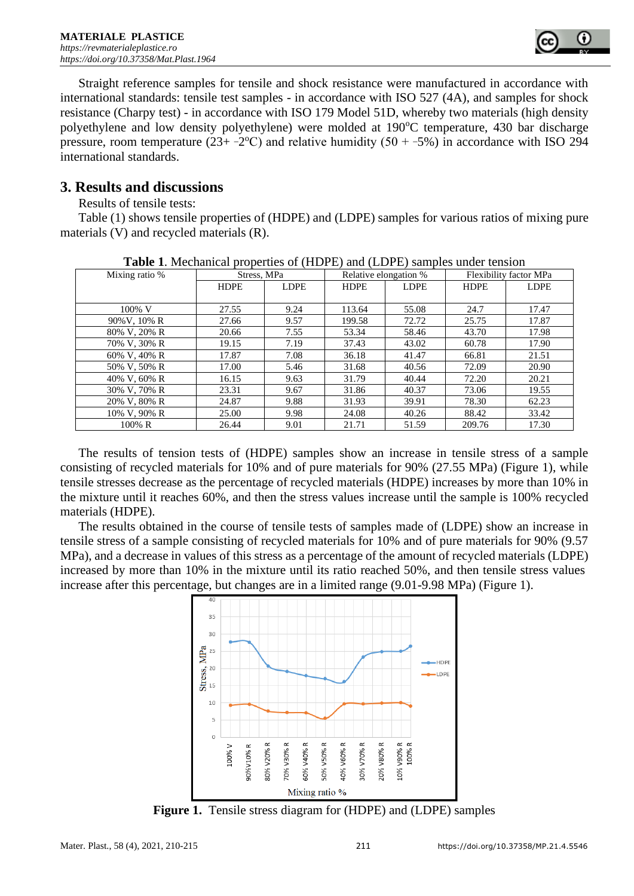Straight reference samples for tensile and shock resistance were manufactured in accordance with international standards: tensile test samples - in accordance with ISO 527 (4A), and samples for shock resistance (Charpy test) - in accordance with ISO 179 Model 51D, whereby two materials (high density polyethylene and low density polyethylene) were molded at 190°C temperature, 430 bar discharge pressure, room temperature (23+ -2°C) and relative humidity (50 + -5%) in accordance with ISO 294 international standards.

## 3. Results and discussions

Results of tensile tests:

Table (1) shows tensile properties of (HDPE) and (LDPE) samples for various ratios of mixing pure materials (V) and recycled materials (R).

**Table 1**. Mechanical properties of (HDPE) and (LDPE) samples under tension

| Mixing ratio % | Stress, MPa | | Relative elongation % | | Flexibility factor MPa | |
|---|---|---|---|---|---|---|
| | HDPE | LDPE | HDPE | LDPE | HDPE | LDPE |
| 100% V | 27.55 | 9.24 | 113.64 | 55.08 | 24.7 | 17.47 |
| 90%V, 10% R | 27.66 | 9.57 | 199.58 | 72.72 | 25.75 | 17.87 |
| 80% V, 20% R | 20.66 | 7.55 | 53.34 | 58.46 | 43.70 | 17.98 |
| 70% V, 30% R | 19.15 | 7.19 | 37.43 | 43.02 | 60.78 | 17.90 |
| 60% V, 40% R | 17.87 | 7.08 | 36.18 | 41.47 | 66.81 | 21.51 |
| 50% V, 50% R | 17.00 | 5.46 | 31.68 | 40.56 | 72.09 | 20.90 |
| 40% V, 60% R | 16.15 | 9.63 | 31.79 | 40.44 | 72.20 | 20.21 |
| 30% V, 70% R | 23.31 | 9.67 | 31.86 | 40.37 | 73.06 | 19.55 |
| 20% V, 80% R | 24.87 | 9.88 | 31.93 | 39.91 | 78.30 | 62.23 |
| 10% V, 90% R | 25.00 | 9.98 | 24.08 | 40.26 | 88.42 | 33.42 |
| 100% R | 26.44 | 9.01 | 21.71 | 51.59 | 209.76 | 17.30 |

The results of tension tests of (HDPE) samples show an increase in tensile stress of a sample consisting of recycled materials for 10% and of pure materials for 90% (27.55 MPa) (Figure 1), while tensile stresses decrease as the percentage of recycled materials (HDPE) increases by more than 10% in the mixture until it reaches 60%, and then the stress values increase until the sample is 100% recycled materials (HDPE).

The results obtained in the course of tensile tests of samples made of (LDPE) show an increase in tensile stress of a sample consisting of recycled materials for 10% and of pure materials for 90% (9.57 MPa), and a decrease in values of this stress as a percentage of the amount of recycled materials (LDPE) increased by more than 10% in the mixture until its ratio reached 50%, and then tensile stress values increase after this percentage, but changes are in a limited range (9.01-9.98 MPa) (Figure 1).

**Figure 1.** Tensile stress diagram for (HDPE) and (LDPE) samples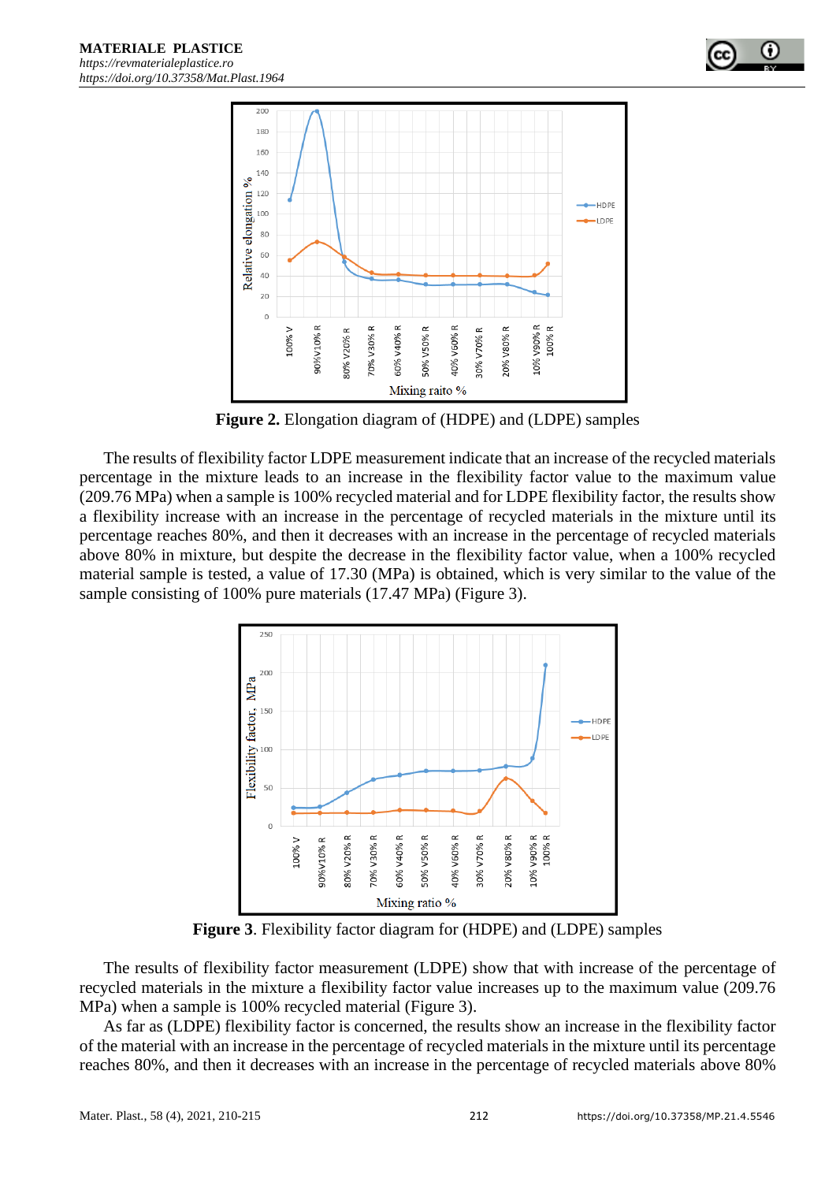**Figure 2.** Elongation diagram of (HDPE) and (LDPE) samples

The results of flexibility factor LDPE measurement indicate that an increase of the recycled materials percentage in the mixture leads to an increase in the flexibility factor value to the maximum value (209.76 MPa) when a sample is 100% recycled material and for LDPE flexibility factor, the results show a flexibility increase with an increase in the percentage of recycled materials in the mixture until its percentage reaches 80%, and then it decreases with an increase in the percentage of recycled materials above 80% in mixture, but despite the decrease in the flexibility factor value, when a 100% recycled material sample is tested, a value of 17.30 (MPa) is obtained, which is very similar to the value of the sample consisting of 100% pure materials (17.47 MPa) (Figure 3).

**Figure 3**. Flexibility factor diagram for (HDPE) and (LDPE) samples

The results of flexibility factor measurement (LDPE) show that with increase of the percentage of recycled materials in the mixture a flexibility factor value increases up to the maximum value (209.76 MPa) when a sample is 100% recycled material (Figure 3).

As far as (LDPE) flexibility factor is concerned, the results show an increase in the flexibility factor of the material with an increase in the percentage of recycled materials in the mixture until its percentage reaches 80%, and then it decreases with an increase in the percentage of recycled materials above 80%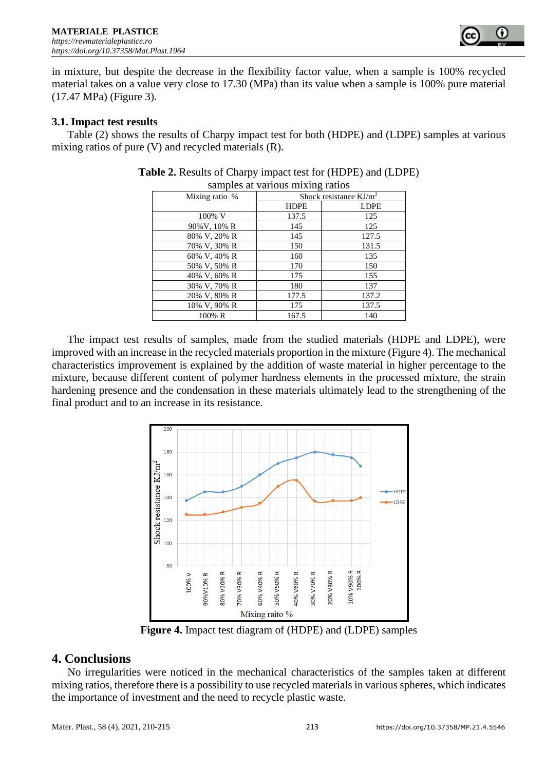in mixture, but despite the decrease in the flexibility factor value, when a sample is 100% recycled material takes on a value very close to 17.30 (MPa) than its value when a sample is 100% pure material (17.47 MPa) (Figure 3).

### 3.1. Impact test results

Table (2) shows the results of Charpy impact test for both (HDPE) and (LDPE) samples at various mixing ratios of pure (V) and recycled materials (R).

**Table 2.** Results of Charpy impact test for (HDPE) and (LDPE) samples at various mixing ratios

| Mixing ratio % | Shock resistance KJ/m$^2$ | |
|---|---|---|
| | HDPE | LDPE |
| 100% V | 137.5 | 125 |
| 90%V, 10% R | 145 | 125 |
| 80% V, 20% R | 145 | 127.5 |
| 70% V, 30% R | 150 | 131.5 |
| 60% V, 40% R | 160 | 135 |
| 50% V, 50% R | 170 | 150 |
| 40% V, 60% R | 175 | 155 |
| 30% V, 70% R | 180 | 137 |
| 20% V, 80% R | 177.5 | 137.2 |
| 10% V, 90% R | 175 | 137.5 |
| 100% R | 167.5 | 140 |

The impact test results of samples, made from the studied materials (HDPE and LDPE), were improved with an increase in the recycled materials proportion in the mixture (Figure 4). The mechanical characteristics improvement is explained by the addition of waste material in higher percentage to the mixture, because different content of polymer hardness elements in the processed mixture, the strain hardening presence and the condensation in these materials ultimately lead to the strengthening of the final product and to an increase in its resistance.

**Figure 4.** Impact test diagram of (HDPE) and (LDPE) samples

## 4. Conclusions

No irregularities were noticed in the mechanical characteristics of the samples taken at different mixing ratios, therefore there is a possibility to use recycled materials in various spheres, which indicates the importance of investment and the need to recycle plastic waste.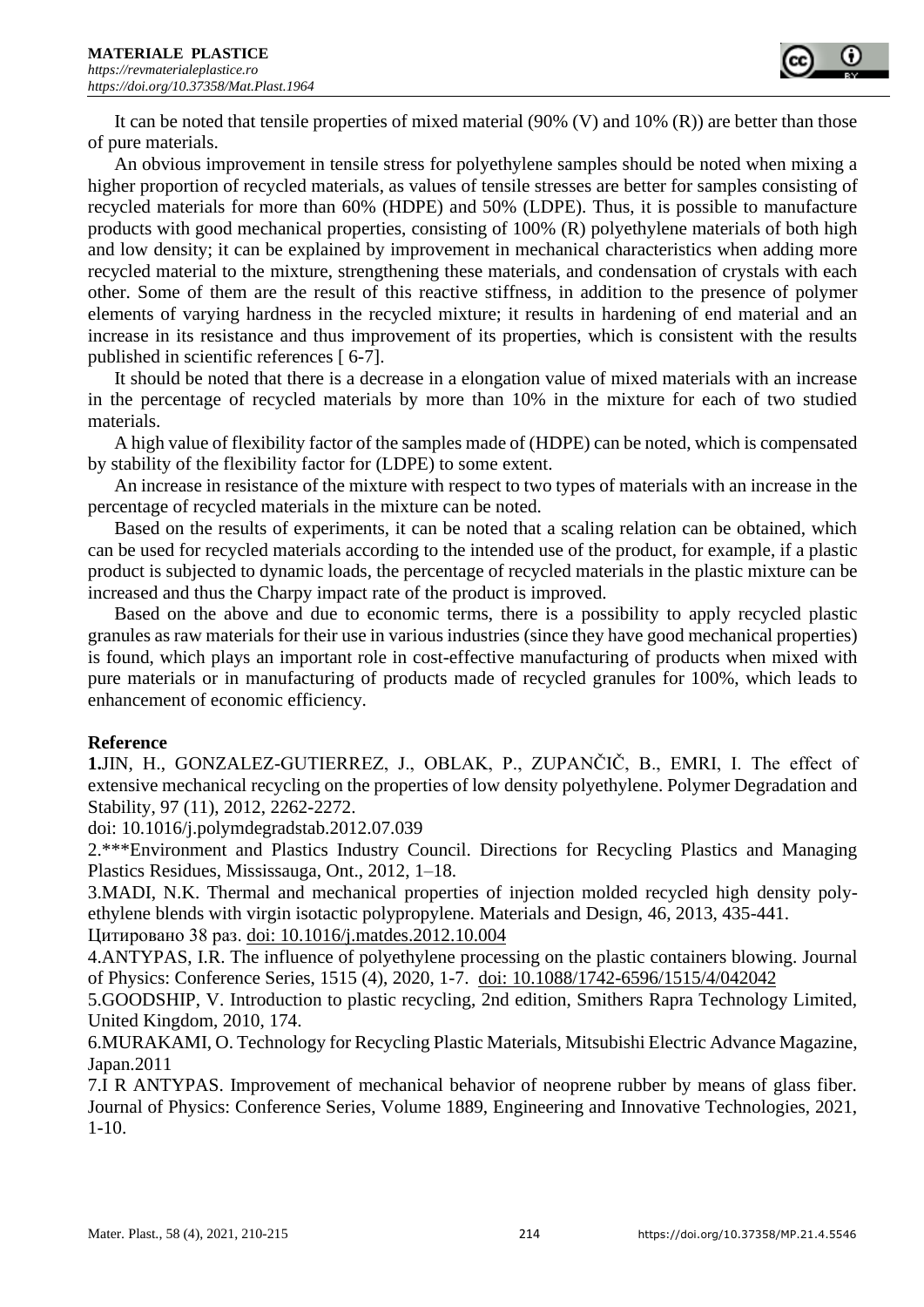It can be noted that tensile properties of mixed material (90% (V) and 10% (R)) are better than those of pure materials.

An obvious improvement in tensile stress for polyethylene samples should be noted when mixing a higher proportion of recycled materials, as values of tensile stresses are better for samples consisting of recycled materials for more than 60% (HDPE) and 50% (LDPE). Thus, it is possible to manufacture products with good mechanical properties, consisting of 100% (R) polyethylene materials of both high and low density; it can be explained by improvement in mechanical characteristics when adding more recycled material to the mixture, strengthening these materials, and condensation of crystals with each other. Some of them are the result of this reactive stiffness, in addition to the presence of polymer elements of varying hardness in the recycled mixture; it results in hardening of end material and an increase in its resistance and thus improvement of its properties, which is consistent with the results published in scientific references [ 6-7].

It should be noted that there is a decrease in a elongation value of mixed materials with an increase in the percentage of recycled materials by more than 10% in the mixture for each of two studied materials.

A high value of flexibility factor of the samples made of (HDPE) can be noted, which is compensated by stability of the flexibility factor for (LDPE) to some extent.

An increase in resistance of the mixture with respect to two types of materials with an increase in the percentage of recycled materials in the mixture can be noted.

Based on the results of experiments, it can be noted that a scaling relation can be obtained, which can be used for recycled materials according to the intended use of the product, for example, if a plastic product is subjected to dynamic loads, the percentage of recycled materials in the plastic mixture can be increased and thus the Charpy impact rate of the product is improved.

Based on the above and due to economic terms, there is a possibility to apply recycled plastic granules as raw materials for their use in various industries (since they have good mechanical properties) is found, which plays an important role in cost-effective manufacturing of products when mixed with pure materials or in manufacturing of products made of recycled granules for 100%, which leads to enhancement of economic efficiency.

**Reference**

**1.**JIN, H., GONZALEZ-GUTIERREZ, J., OBLAK, P., ZUPANČIČ, B., EMRI, I. The effect of extensive mechanical recycling on the properties of low density polyethylene. Polymer Degradation and Stability, 97 (11), 2012, 2262-2272.
doi: 10.1016/j.polymdegradstab.2012.07.039

2.***Environment and Plastics Industry Council. Directions for Recycling Plastics and Managing Plastics Residues, Mississauga, Ont., 2012, 1–18.

3.MADI, N.K. Thermal and mechanical properties of injection molded recycled high density polyethylene blends with virgin isotactic polypropylene. Materials and Design, 46, 2013, 435-441.
Цитировано 38 раз. doi: 10.1016/j.matdes.2012.10.004

4.ANTYPAS, I.R. The influence of polyethylene processing on the plastic containers blowing. Journal of Physics: Conference Series, 1515 (4), 2020, 1-7. doi: 10.1088/1742-6596/1515/4/042042

5.GOODSHIP, V. Introduction to plastic recycling, 2nd edition, Smithers Rapra Technology Limited, United Kingdom, 2010, 174.

6.MURAKAMI, O. Technology for Recycling Plastic Materials, Mitsubishi Electric Advance Magazine, Japan.2011

7.I R ANTYPAS. Improvement of mechanical behavior of neoprene rubber by means of glass fiber. Journal of Physics: Conference Series, Volume 1889, Engineering and Innovative Technologies, 2021, 1-10.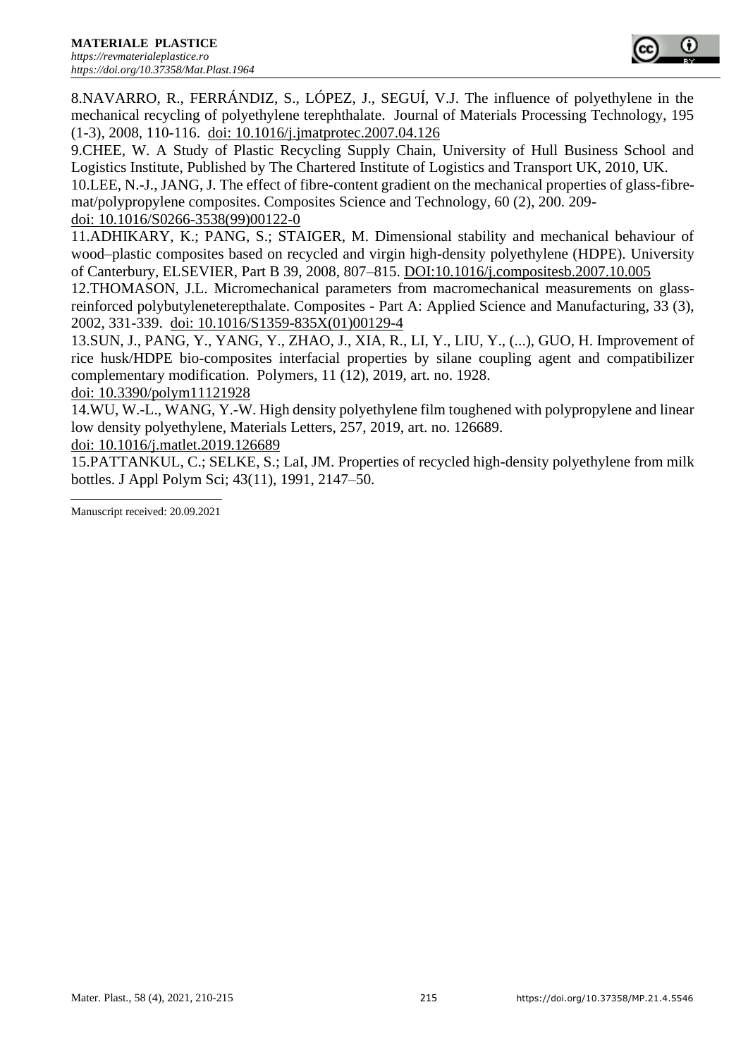8.NAVARRO, R., FERRÁNDIZ, S., LÓPEZ, J., SEGUÍ, V.J. The influence of polyethylene in the mechanical recycling of polyethylene terephthalate. Journal of Materials Processing Technology, 195 (1-3), 2008, 110-116. doi: 10.1016/j.jmatprotec.2007.04.126

9.CHEE, W. A Study of Plastic Recycling Supply Chain, University of Hull Business School and Logistics Institute, Published by The Chartered Institute of Logistics and Transport UK, 2010, UK.

10.LEE, N.-J., JANG, J. The effect of fibre-content gradient on the mechanical properties of glass-fibre-mat/polypropylene composites. Composites Science and Technology, 60 (2), 200. 209-
doi: 10.1016/S0266-3538(99)00122-0

11.ADHIKARY, K.; PANG, S.; STAIGER, M. Dimensional stability and mechanical behaviour of wood–plastic composites based on recycled and virgin high-density polyethylene (HDPE). University of Canterbury, ELSEVIER, Part B 39, 2008, 807–815. DOI:10.1016/j.compositesb.2007.10.005

12.THOMASON, J.L. Micromechanical parameters from macromechanical measurements on glass-reinforced polybutyleneterepthalate. Composites - Part A: Applied Science and Manufacturing, 33 (3), 2002, 331-339. doi: 10.1016/S1359-835X(01)00129-4

13.SUN, J., PANG, Y., YANG, Y., ZHAO, J., XIA, R., LI, Y., LIU, Y., (...), GUO, H. Improvement of rice husk/HDPE bio-composites interfacial properties by silane coupling agent and compatibilizer complementary modification. Polymers, 11 (12), 2019, art. no. 1928.
doi: 10.3390/polym11121928

14.WU, W.-L., WANG, Y.-W. High density polyethylene film toughened with polypropylene and linear low density polyethylene, Materials Letters, 257, 2019, art. no. 126689.
doi: 10.1016/j.matlet.2019.126689

15.PATTANKUL, C.; SELKE, S.; LaI, JM. Properties of recycled high-density polyethylene from milk bottles. J Appl Polym Sci; 43(11), 1991, 2147–50.

Manuscript received: 20.09.2021